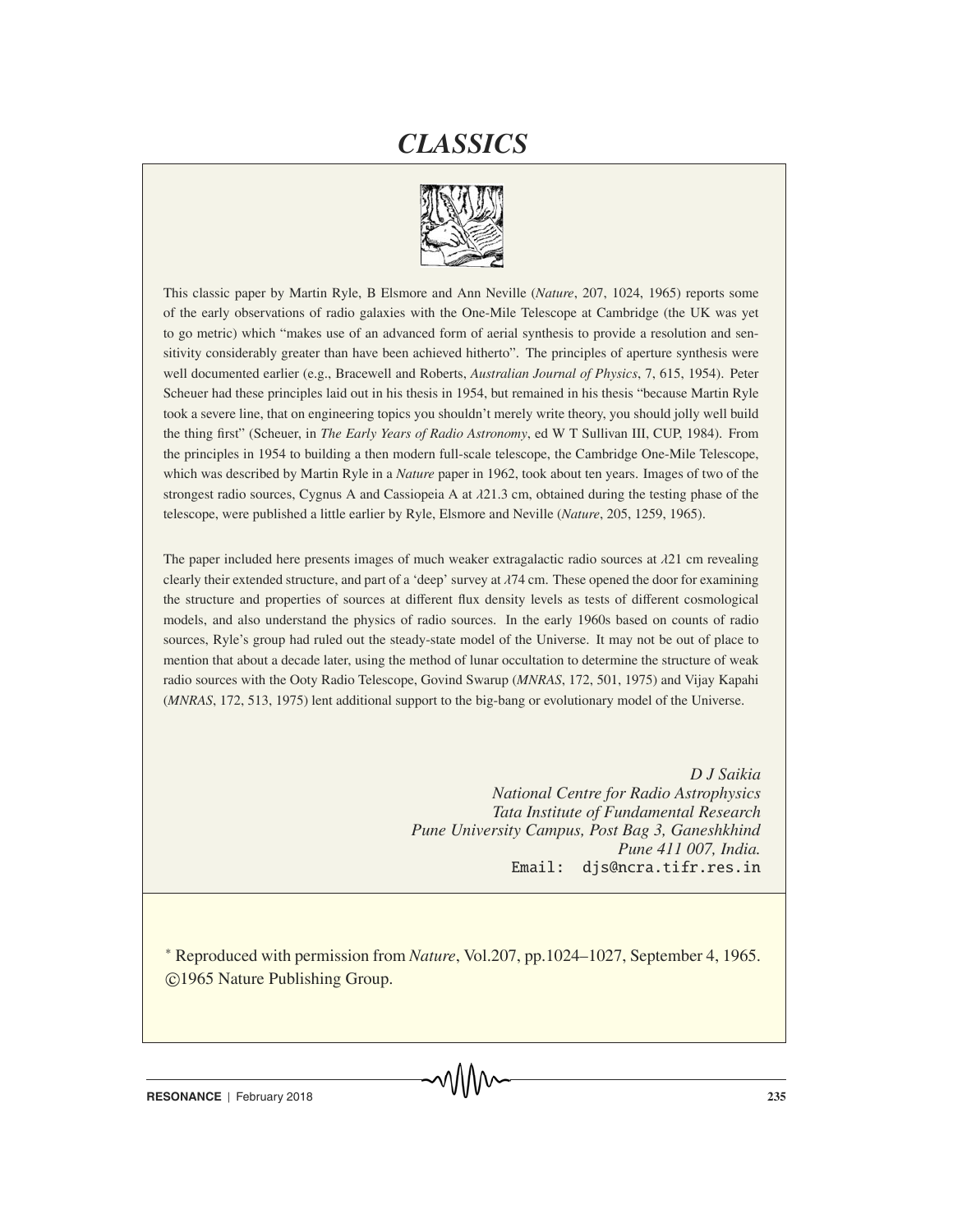# *CLASSICS*

This classic paper by Martin Ryle, B Elsmore and Ann Neville (*Nature*, 207, 1024, 1965) reports some of the early observations of radio galaxies with the One-Mile Telescope at Cambridge (the UK was yet to go metric) which "makes use of an advanced form of aerial synthesis to provide a resolution and sensitivity considerably greater than have been achieved hitherto". The principles of aperture synthesis were well documented earlier (e.g., Bracewell and Roberts, *Australian Journal of Physics*, 7, 615, 1954). Peter Scheuer had these principles laid out in his thesis in 1954, but remained in his thesis "because Martin Ryle took a severe line, that on engineering topics you shouldn't merely write theory, you should jolly well build the thing first" (Scheuer, in *The Early Years of Radio Astronomy*, ed W T Sullivan III, CUP, 1984). From the principles in 1954 to building a then modern full-scale telescope, the Cambridge One-Mile Telescope, which was described by Martin Ryle in a *Nature* paper in 1962, took about ten years. Images of two of the strongest radio sources, Cygnus A and Cassiopeia A at $\lambda$21.3 cm, obtained during the testing phase of the telescope, were published a little earlier by Ryle, Elsmore and Neville (*Nature*, 205, 1259, 1965).

The paper included here presents images of much weaker extragalactic radio sources at $\lambda$21 cm revealing clearly their extended structure, and part of a 'deep' survey at $\lambda$74 cm. These opened the door for examining the structure and properties of sources at different flux density levels as tests of different cosmological models, and also understand the physics of radio sources. In the early 1960s based on counts of radio sources, Ryle's group had ruled out the steady-state model of the Universe. It may not be out of place to mention that about a decade later, using the method of lunar occultation to determine the structure of weak radio sources with the Ooty Radio Telescope, Govind Swarup (*MNRAS*, 172, 501, 1975) and Vijay Kapahi (*MNRAS*, 172, 513, 1975) lent additional support to the big-bang or evolutionary model of the Universe.

*D J Saikia*
*National Centre for Radio Astrophysics*
*Tata Institute of Fundamental Research*
*Pune University Campus, Post Bag 3, Ganeshkhind*
*Pune 411 007, India.*
Email: djs@ncra.tifr.res.in

[*] Reproduced with permission from *Nature*, Vol.207, pp.1024–1027, September 4, 1965. ©1965 Nature Publishing Group.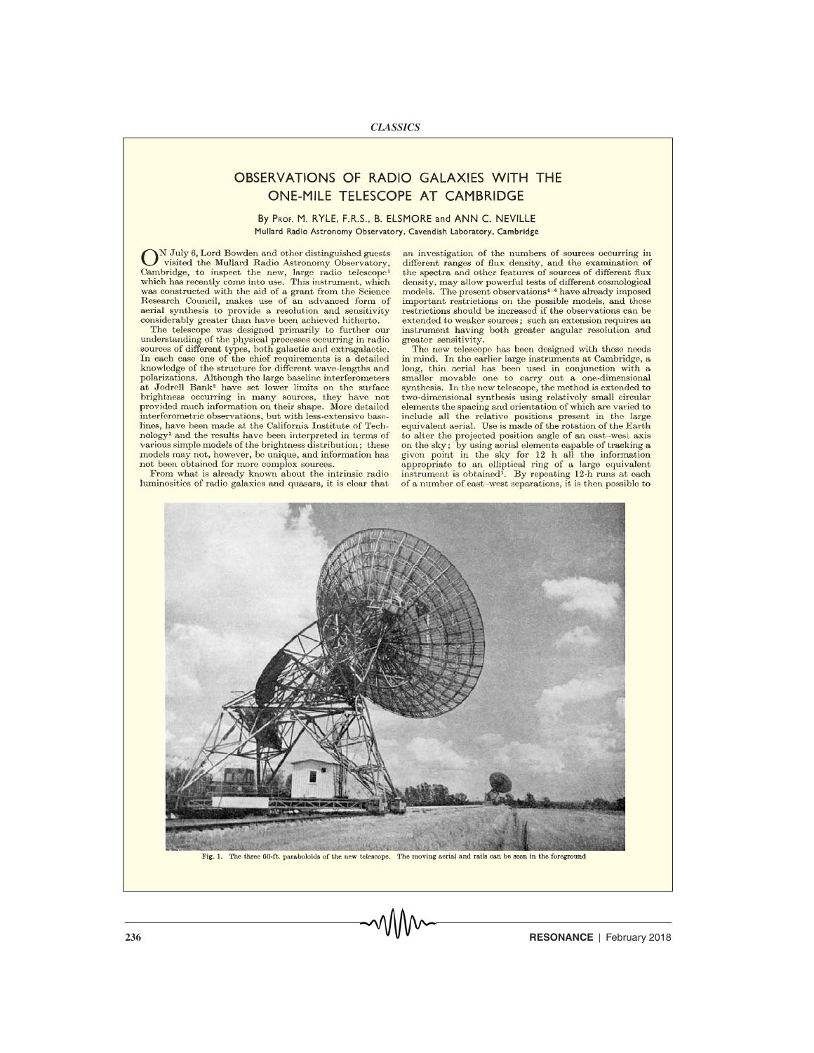# OBSERVATIONS OF RADIO GALAXIES WITH THE ONE-MILE TELESCOPE AT CAMBRIDGE

By Prof. M. RYLE, F.R.S., B. ELSMORE and ANN C. NEVILLE

Mullard Radio Astronomy Observatory, Cavendish Laboratory, Cambridge

On July 6, Lord Bowden and other distinguished guests visited the Mullard Radio Astronomy Observatory, Cambridge, to inspect the new, large radio telescope[1] which has recently come into use. This instrument, which was constructed with the aid of a grant from the Science Research Council, makes use of an advanced form of aerial synthesis to provide a resolution and sensitivity considerably greater than have been achieved hitherto.

The telescope was designed primarily to further our understanding of the physical processes occurring in radio sources of different types, both galactic and extragalactic. In each case one of the chief requirements is a detailed knowledge of the structure for different wave-lengths and polarizations. Although the large baseline interferometers at Jodrell Bank[2] have set lower limits on the surface brightness occurring in many sources, they have not provided much information on their shape. More detailed interferometric observations, but with less-extensive baselines, have been made at the California Institute of Technology[3] and the results have been interpreted in terms of various simple models of the brightness distribution; these models may not, however, be unique, and information has not been obtained for more complex sources.

From what is already known about the intrinsic radio luminosities of radio galaxies and quasars, it is clear that an investigation of the numbers of sources occurring in different ranges of flux density, and the examination of the spectra and other features of sources of different flux density, may allow powerful tests of different cosmological models. The present observations[4–6] have already imposed important restrictions on the possible models, and these restrictions should be increased if the observations can be extended to weaker sources; such an extension requires an instrument having both greater angular resolution and greater sensitivity.

The new telescope has been designed with these needs in mind. In the earlier large instruments at Cambridge, a long, thin aerial has been used in conjunction with a smaller movable one to carry out a one-dimensional synthesis. In the new telescope, the method is extended to two-dimensional synthesis using relatively small circular elements the spacing and orientation of which are varied to include all the relative positions present in the large equivalent aerial. Use is made of the rotation of the Earth to alter the projected position angle of an east–west axis on the sky; by using aerial elements capable of tracking a given point in the sky for 12 h all the information appropriate to an elliptical ring of a large equivalent instrument is obtained[1]. By repeating 12-h runs at each of a number of east–west separations, it is then possible to

Fig. 1. The three 60-ft. paraboloids of the new telescope. The moving aerial and rails can be seen in the foreground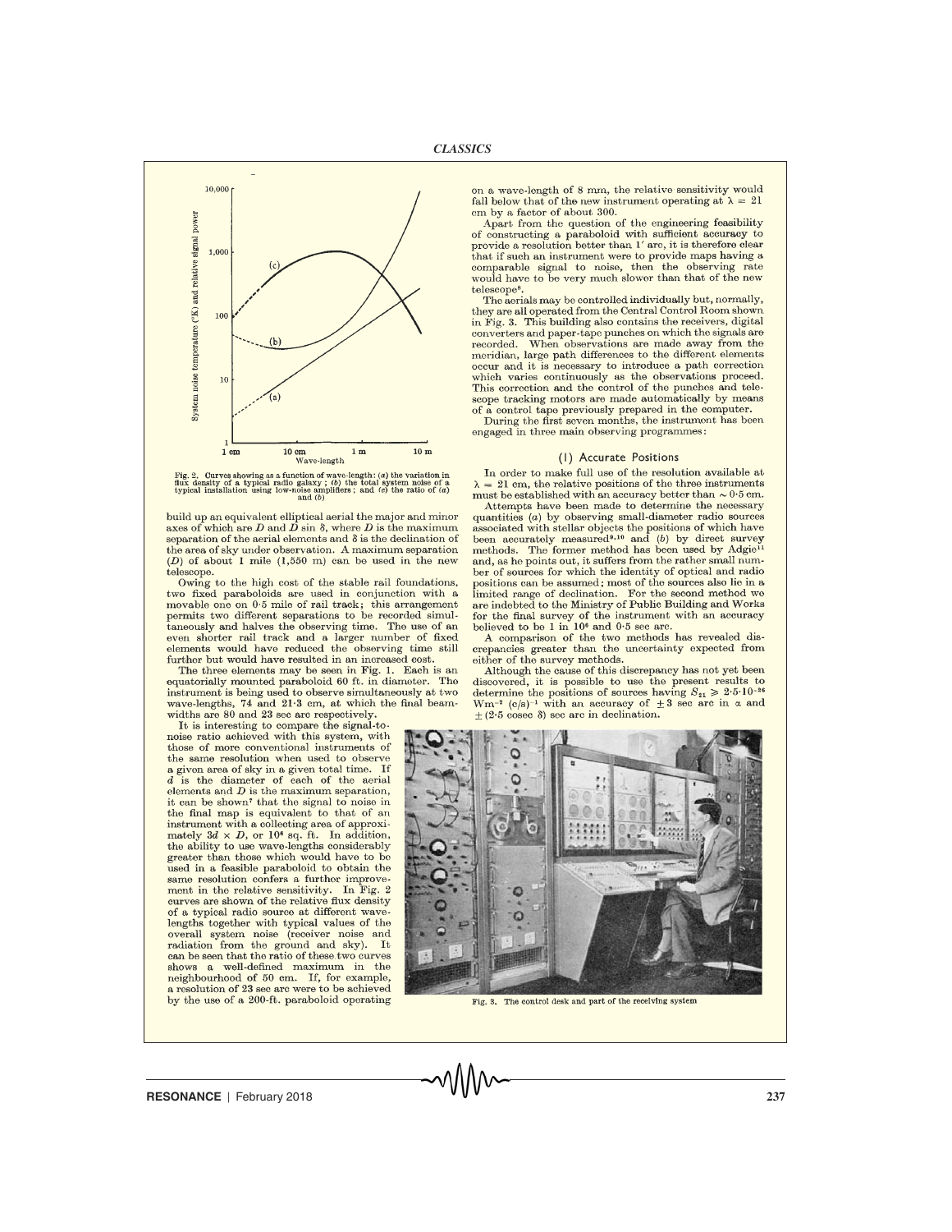Fig. 2. Curves showing as a function of wave-length: (a) the variation in flux density of a typical radio galaxy; (b) the total system noise of a typical installation using low-noise amplifiers; and (c) the ratio of (a) and (b)

build up an equivalent elliptical aerial the major and minor axes of which are $D$ and $D \sin \delta$, where $D$ is the maximum separation of the aerial elements and $\delta$ is the declination of the area of sky under observation. A maximum separation ($D$) of about 1 mile (1,550 m) can be used in the new telescope.

Owing to the high cost of the stable rail foundations, two fixed paraboloids are used in conjunction with a movable one on 0·5 mile of rail track; this arrangement permits two different separations to be recorded simultaneously and halves the observing time. The use of an even shorter rail track and a larger number of fixed elements would have reduced the observing time still further but would have resulted in an increased cost.

The three elements may be seen in Fig. 1. Each is an equatorially mounted paraboloid 60 ft. in diameter. The instrument is being used to observe simultaneously at two wave-lengths, 74 and 21·3 cm, at which the final beamwidths are 80 and 23 sec arc respectively.

It is interesting to compare the signal-to-noise ratio achieved with this system, with those of more conventional instruments of the same resolution when used to observe a given area of sky in a given total time. If $d$ is the diameter of each of the aerial elements and $D$ is the maximum separation, it can be shown[7] that the signal to noise in the final map is equivalent to that of an instrument with a collecting area of approximately $3d \times D$, or $10^6$ sq. ft. In addition, the ability to use wave-lengths considerably greater than those which would have to be used in a feasible paraboloid to obtain the same resolution confers a further improvement in the relative sensitivity. In Fig. 2 curves are shown of the relative flux density of a typical radio source at different wave-lengths together with typical values of the overall system noise (receiver noise and radiation from the ground and sky). It can be seen that the ratio of these two curves shows a well-defined maximum in the neighbourhood of 50 cm. If, for example, a resolution of 23 sec arc were to be achieved by the use of a 200-ft. paraboloid operating on a wave-length of 8 mm, the relative sensitivity would fall below that of the new instrument operating at $\lambda = 21$ cm by a factor of about 300.

Apart from the question of the engineering feasibility of constructing a paraboloid with sufficient accuracy to provide a resolution better than 1′ arc, it is therefore clear that if such an instrument were to provide maps having a comparable signal to noise, then the observing rate would have to be very much slower than that of the new telescope[8].

The aerials may be controlled individually but, normally, they are all operated from the Central Control Room shown in Fig. 3. This building also contains the receivers, digital converters and paper-tape punches on which the signals are recorded. When observations are made away from the meridian, large path differences to the different elements occur and it is necessary to introduce a path correction which varies continuously as the observations proceed. This correction and the control of the punches and telescope tracking motors are made automatically by means of a control tape previously prepared in the computer.

During the first seven months, the instrument has been engaged in three main observing programmes:

## (1) Accurate Positions

In order to make full use of the resolution available at $\lambda = 21$ cm, the relative positions of the three instruments must be established with an accuracy better than $\sim 0{\cdot}5$ cm.

Attempts have been made to determine the necessary quantities (a) by observing small-diameter radio sources associated with stellar objects the positions of which have been accurately measured[9,10] and (b) by direct survey methods. The former method has been used by Adgie[11] and, as he points out, it suffers from the rather small number of sources for which the identity of optical and radio positions can be assumed; most of the sources also lie in a limited range of declination. For the second method we are indebted to the Ministry of Public Building and Works for the final survey of the instrument with an accuracy believed to be 1 in $10^6$ and 0·5 sec arc.

A comparison of the two methods has revealed discrepancies greater than the uncertainty expected from either of the survey methods.

Although the cause of this discrepancy has not yet been discovered, it is possible to use the present results to determine the positions of sources having $S_{21} \geqslant 2{\cdot}5 \cdot 10^{-26}$ $\mathrm{Wm^{-2}\ (c/s)^{-1}}$ with an accuracy of $\pm 3$ sec arc in $\alpha$ and $\pm(2{\cdot}5 \operatorname{cosec} \delta)$ sec arc in declination.

Fig. 3. The control desk and part of the receiving system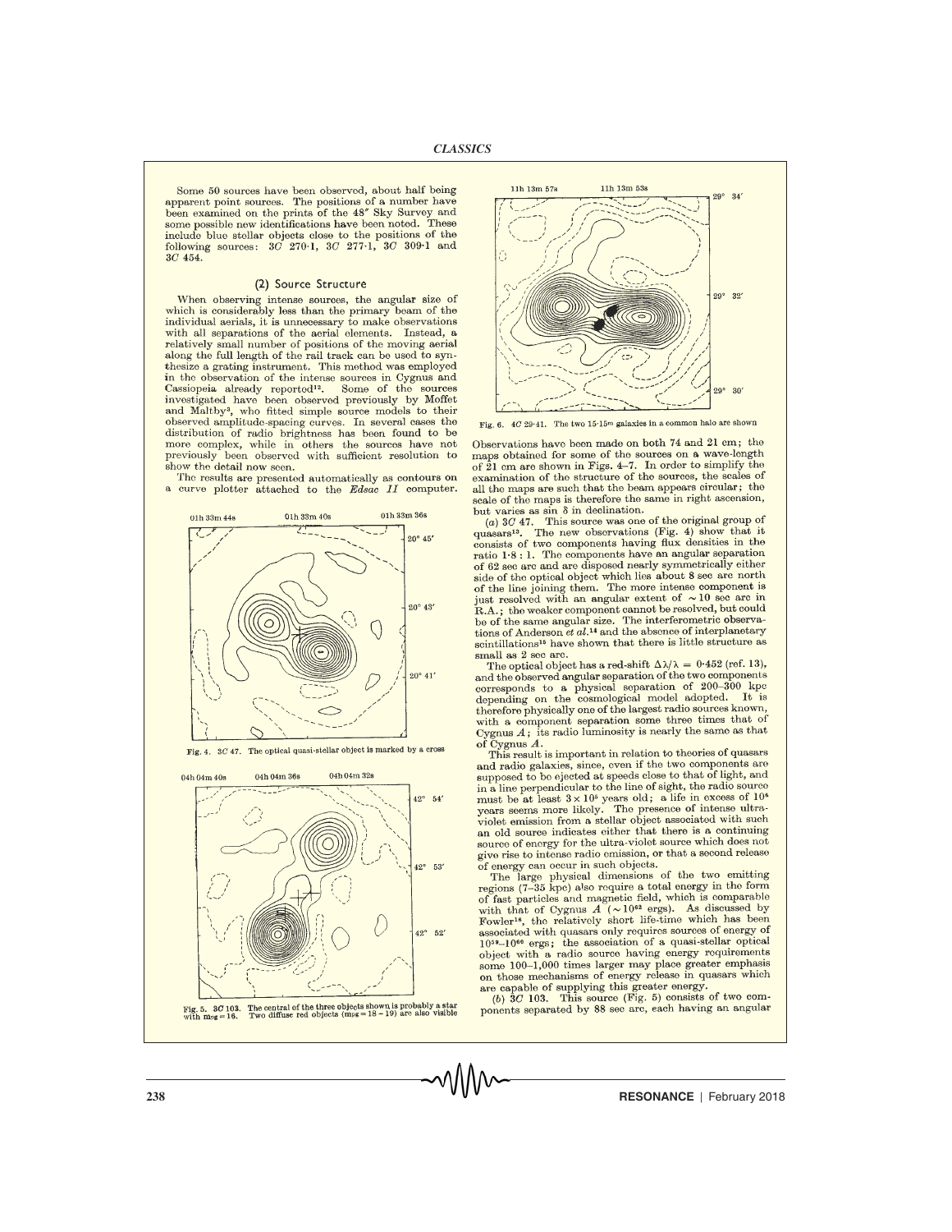Some 50 sources have been observed, about half being apparent point sources. The positions of a number have been examined on the prints of the 48″ Sky Survey and some possible new identifications have been noted. These include blue stellar objects close to the positions of the following sources: *3C* 270·1, *3C* 277·1, *3C* 309·1 and *3C* 454.

### (2) Source Structure

When observing intense sources, the angular size of which is considerably less than the primary beam of the individual aerials, it is unnecessary to make observations with all separations of the aerial elements. Instead, a relatively small number of positions of the moving aerial along the full length of the rail track can be used to synthesize a grating instrument. This method was employed in the observation of the intense sources in Cygnus and Cassiopeia already reported[12]. Some of the sources investigated have been observed previously by Moffet and Maltby[3], who fitted simple source models to their observed amplitude-spacing curves. In several cases the distribution of radio brightness has been found to be more complex, while in others the sources have not previously been observed with sufficient resolution to show the detail now seen.

The results are presented automatically as contours on a curve plotter attached to the *Edsac II* computer.

Fig. 4. 3C 47. The optical quasi-stellar object is marked by a cross

Fig. 5. 3C 103. The central of the three objects shown is probably a star with $m_{pg} = 16$. Two diffuse red objects ($m_{pg} = 18 - 19$) are also visible

Fig. 6. 4C 29·41. The two 15·15$^{m}$ galaxies in a common halo are shown

Observations have been made on both 74 and 21 cm; the maps obtained for some of the sources on a wave-length of 21 cm are shown in Figs. 4–7. In order to simplify the examination of the structure of the sources, the scales of all the maps are such that the beam appears circular; the scale of the maps is therefore the same in right ascension, but varies as sin $\delta$ in declination.

(*a*) *3C* 47. This source was one of the original group of quasars[13]. The new observations (Fig. 4) show that it consists of two components having flux densities in the ratio 1·8 : 1. The components have an angular separation of 62 sec arc and are disposed nearly symmetrically either side of the optical object which lies about 8 sec arc north of the line joining them. The more intense component is just resolved with an angular extent of ~10 sec arc in R.A.; the weaker component cannot be resolved, but could be of the same angular size. The interferometric observations of Anderson *et al.*[14] and the absence of interplanetary scintillations[15] have shown that there is little structure as small as 2 sec arc.

The optical object has a red-shift $\Delta\lambda/\lambda = 0{\cdot}452$ (ref. 13), and the observed angular separation of the two components corresponds to a physical separation of 200–300 kpc depending on the cosmological model adopted. It is therefore physically one of the largest radio sources known, with a component separation some three times that of Cygnus *A*; its radio luminosity is nearly the same as that of Cygnus *A*.

This result is important in relation to theories of quasars and radio galaxies, since, even if the two components are supposed to be ejected at speeds close to that of light, and in a line perpendicular to the line of sight, the radio source must be at least $3 \times 10^{5}$ years old; a life in excess of $10^{6}$ years seems more likely. The presence of intense ultraviolet emission from a stellar object associated with such an old source indicates either that there is a continuing source of energy for the ultra-violet source which does not give rise to intense radio emission, or that a second release of energy can occur in such objects.

The large physical dimensions of the two emitting regions (7–35 kpc) also require a total energy in the form of fast particles and magnetic field, which is comparable with that of Cygnus *A* ($\sim 10^{62}$ ergs). As discussed by Fowler[16], the relatively short life-time which has been associated with quasars only requires sources of energy of $10^{59}$–$10^{60}$ ergs; the association of a quasi-stellar optical object with a radio source having energy requirements some 100–1,000 times larger may place greater emphasis on those mechanisms of energy release in quasars which are capable of supplying this greater energy.

(*b*) *3C* 103. This source (Fig. 5) consists of two components separated by 88 sec arc, each having an angular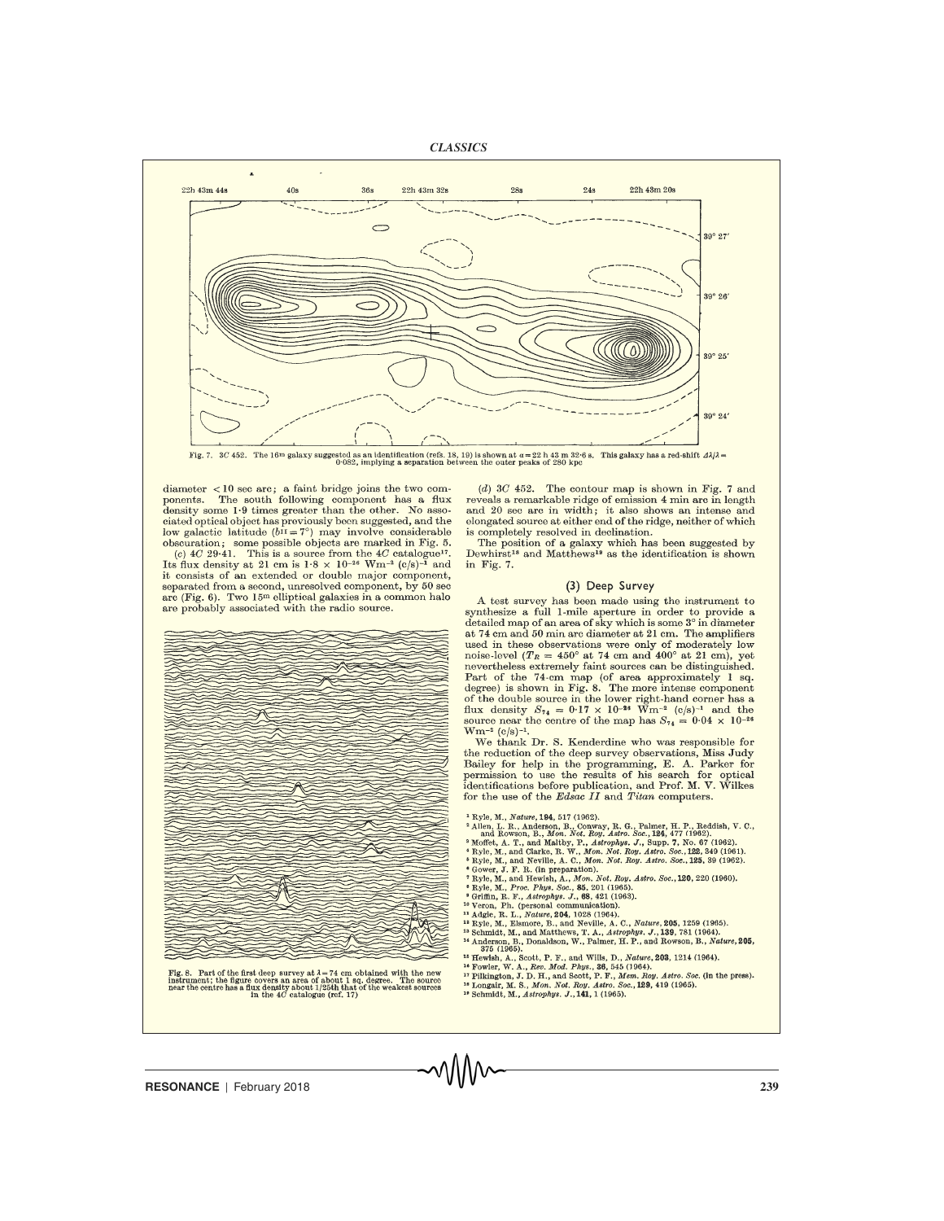22h 43m 44s
40s
36s
22h 43m 32s
28s
24s
22h 43m 20s
39° 27′
39° 26′
39° 25′
39° 24′

Fig. 7. 3C 452. The 16m galaxy suggested as an identification (refs. 18, 19) is shown at $\alpha = 22$ h 43 m 32·6 s. This galaxy has a red-shift $\Delta\lambda/\lambda = 0{\cdot}082$, implying a separation between the outer peaks of 280 kpc

diameter < 10 sec arc; a faint bridge joins the two components. The south following component has a flux density some 1·9 times greater than the other. No associated optical object has previously been suggested, and the low galactic latitude ($b^{II} = 7°$) may involve considerable obscuration; some possible objects are marked in Fig. 5.

(c) *4C 29·41*. This is a source from the *4C* catalogue[17]. Its flux density at 21 cm is $1{\cdot}8 \times 10^{-26}$ Wm$^{-2}$ (c/s)$^{-1}$ and it consists of an extended or double major component, separated from a second, unresolved component, by 50 sec arc (Fig. 6). Two 15m elliptical galaxies in a common halo are probably associated with the radio source.

Fig. 8. Part of the first deep survey at $\lambda = 74$ cm obtained with the new instrument; the figure covers an area of about 1 sq. degree. The source near the centre has a flux density about 1/25th that of the weakest sources in the *4C* catalogue (ref. 17)

(d) *3C 452*. The contour map is shown in Fig. 7 and reveals a remarkable ridge of emission 4 min arc in length and 20 sec arc in width; it also shows an intense and elongated source at either end of the ridge, neither of which is completely resolved in declination.

The position of a galaxy which has been suggested by Dewhirst[18] and Matthews[19] as the identification is shown in Fig. 7.

## (3) Deep Survey

A test survey has been made using the instrument to synthesize a full 1-mile aperture in order to provide a detailed map of an area of sky which is some 3° in diameter at 74 cm and 50 min arc diameter at 21 cm. The amplifiers used in these observations were only of moderately low noise-level ($T_R = 450°$ at 74 cm and 400° at 21 cm), yet nevertheless extremely faint sources can be distinguished. Part of the 74-cm map (of area approximately 1 sq. degree) is shown in Fig. 8. The more intense component of the double source in the lower right-hand corner has a flux density $S_{74} = 0{\cdot}17 \times 10^{-26}$ Wm$^{-2}$ (c/s)$^{-1}$ and the source near the centre of the map has $S_{74} = 0{\cdot}04 \times 10^{-26}$ Wm$^{-2}$ (c/s)$^{-1}$.

We thank Dr. S. Kenderdine who was responsible for the reduction of the deep survey observations, Miss Judy Bailey for help in the programming, E. A. Parker for permission to use the results of his search for optical identifications before publication, and Prof. M. V. Wilkes for the use of the *Edsac II* and *Titan* computers.

1. Ryle, M., *Nature*, **194**, 517 (1962).
2. Allen, L. R., Anderson, B., Conway, R. G., Palmer, H. P., Reddish, V. C., and Rowson, B., *Mon. Not. Roy. Astro. Soc.*, **124**, 477 (1962).
3. Moffet, A. T., and Maltby, P., *Astrophys. J.*, Supp. **7**, No. 67 (1962).
4. Ryle, M., and Clarke, R. W., *Mon. Not. Roy. Astro. Soc.*, **122**, 349 (1961).
5. Ryle, M., and Neville, A. C., *Mon. Not. Roy. Astro. Soc.*, **125**, 39 (1962).
6. Gower, J. F. R. (in preparation).
7. Ryle, M., and Hewish, A., *Mon. Not. Roy. Astro. Soc.*, **120**, 220 (1960).
8. Ryle, M., *Proc. Phys. Soc.*, **85**, 201 (1965).
9. Griffin, R. F., *Astrophys. J.*, **68**, 421 (1963).
10. Veron, Ph. (personal communication).
11. Adgie, R. L., *Nature*, **204**, 1028 (1964).
12. Ryle, M., Elsmore, B., and Neville, A. C., *Nature*, **205**, 1259 (1965).
13. Schmidt, M., and Matthews, T. A., *Astrophys. J.*, **139**, 781 (1964).
14. Anderson, B., Donaldson, W., Palmer, H. P., and Rowson, B., *Nature*, **205**, 375 (1965).
15. Hewish, A., Scott, P. F., and Wills, D., *Nature*, **203**, 1214 (1964).
16. Fowler, W. A., *Rev. Mod. Phys.*, **36**, 545 (1964).
17. Pilkington, J. D. H., and Scott, P. F., *Mem. Roy. Astro. Soc.* (in the press).
18. Longair, M. S., *Mon. Not. Roy. Astro. Soc.*, **129**, 419 (1965).
19. Schmidt, M., *Astrophys. J.*, **141**, 1 (1965).